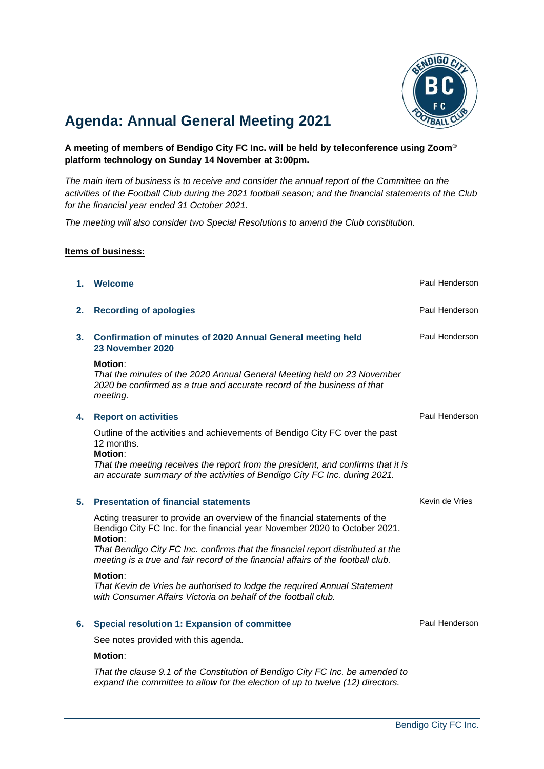# Agenda: Annual General Meeting 2021

**A meeting of members of Bendigo City FC Inc. will be held by teleconference using Zoom® platform technology on Sunday 14 November at 3:00pm.**

*The main item of business is to receive and consider the annual report of the Committee on the activities of the Football Club during the 2021 football season; and the financial statements of the Club for the financial year ended 31 October 2021.*

*The meeting will also consider two Special Resolutions to amend the Club constitution.*

**Items of business:**

### 1. Welcome — Paul Henderson

### 2. Recording of apologies — Paul Henderson

### 3. Confirmation of minutes of 2020 Annual General meeting held 23 November 2020 — Paul Henderson

**Motion**:
*That the minutes of the 2020 Annual General Meeting held on 23 November 2020 be confirmed as a true and accurate record of the business of that meeting.*

### 4. Report on activities — Paul Henderson

Outline of the activities and achievements of Bendigo City FC over the past 12 months.

**Motion**:
*That the meeting receives the report from the president, and confirms that it is an accurate summary of the activities of Bendigo City FC Inc. during 2021.*

### 5. Presentation of financial statements — Kevin de Vries

Acting treasurer to provide an overview of the financial statements of the Bendigo City FC Inc. for the financial year November 2020 to October 2021.

**Motion**:
*That Bendigo City FC Inc. confirms that the financial report distributed at the meeting is a true and fair record of the financial affairs of the football club.*

**Motion**:
*That Kevin de Vries be authorised to lodge the required Annual Statement with Consumer Affairs Victoria on behalf of the football club.*

### 6. Special resolution 1: Expansion of committee — Paul Henderson

See notes provided with this agenda.

**Motion**:

*That the clause 9.1 of the Constitution of Bendigo City FC Inc. be amended to expand the committee to allow for the election of up to twelve (12) directors.*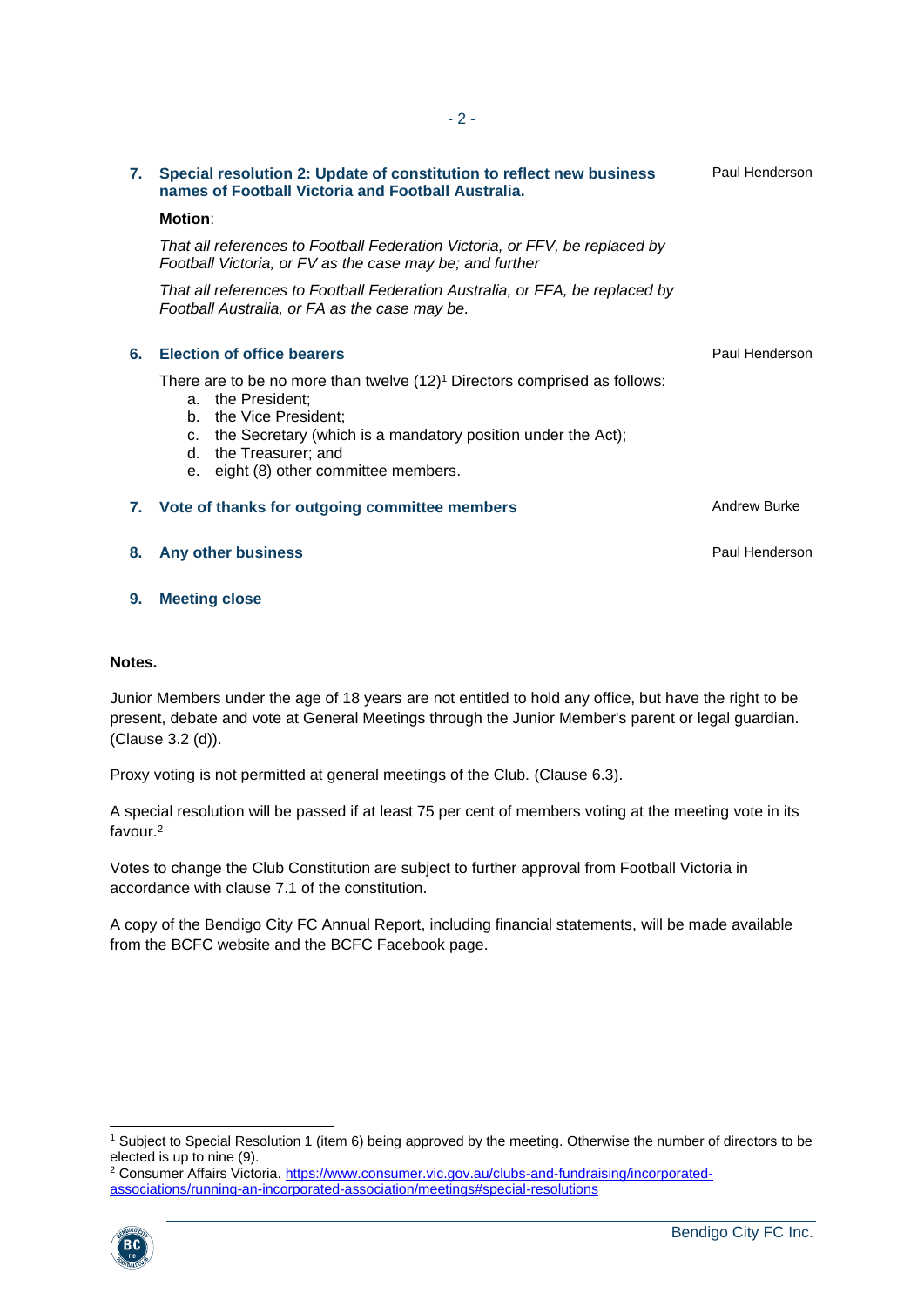**7. Special resolution 2: Update of constitution to reflect new business names of Football Victoria and Football Australia.** — Paul Henderson

**Motion**:

*That all references to Football Federation Victoria, or FFV, be replaced by Football Victoria, or FV as the case may be; and further*

*That all references to Football Federation Australia, or FFA, be replaced by Football Australia, or FA as the case may be.*

**6. Election of office bearers** — Paul Henderson

There are to be no more than twelve (12)[1] Directors comprised as follows:

a. the President;
b. the Vice President;
c. the Secretary (which is a mandatory position under the Act);
d. the Treasurer; and
e. eight (8) other committee members.

**7. Vote of thanks for outgoing committee members** — Andrew Burke

**8. Any other business** — Paul Henderson

**9. Meeting close**

**Notes.**

Junior Members under the age of 18 years are not entitled to hold any office, but have the right to be present, debate and vote at General Meetings through the Junior Member's parent or legal guardian. (Clause 3.2 (d)).

Proxy voting is not permitted at general meetings of the Club. (Clause 6.3).

A special resolution will be passed if at least 75 per cent of members voting at the meeting vote in its favour.[2]

Votes to change the Club Constitution are subject to further approval from Football Victoria in accordance with clause 7.1 of the constitution.

A copy of the Bendigo City FC Annual Report, including financial statements, will be made available from the BCFC website and the BCFC Facebook page.

---

[1] Subject to Special Resolution 1 (item 6) being approved by the meeting. Otherwise the number of directors to be elected is up to nine (9).

[2] Consumer Affairs Victoria. https://www.consumer.vic.gov.au/clubs-and-fundraising/incorporated-associations/running-an-incorporated-association/meetings#special-resolutions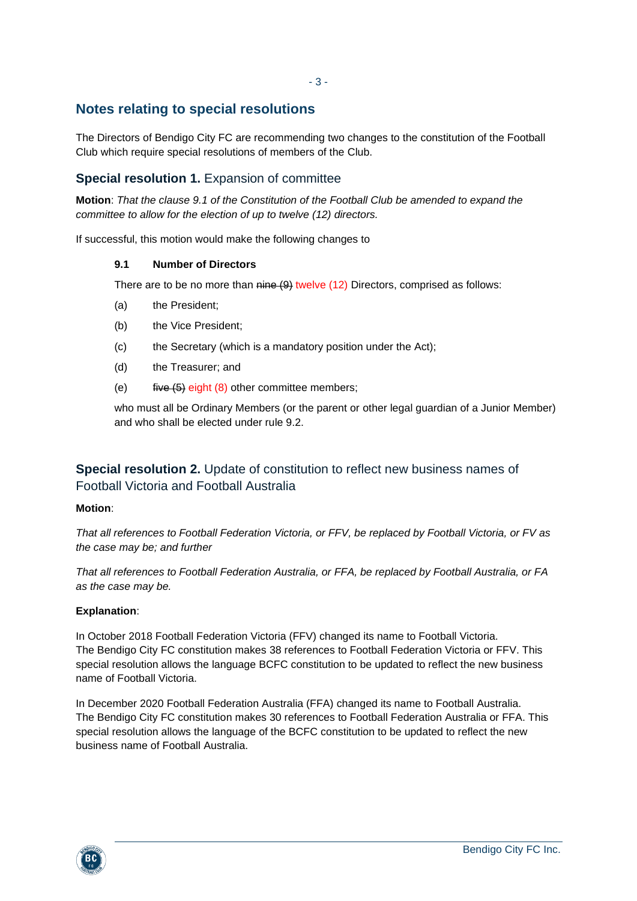## Notes relating to special resolutions

The Directors of Bendigo City FC are recommending two changes to the constitution of the Football Club which require special resolutions of members of the Club.

### **Special resolution 1.** Expansion of committee

**Motion**: *That the clause 9.1 of the Constitution of the Football Club be amended to expand the committee to allow for the election of up to twelve (12) directors.*

If successful, this motion would make the following changes to

**9.1 Number of Directors**

There are to be no more than ~~nine (9)~~ twelve (12) Directors, comprised as follows:

(a) the President;

(b) the Vice President;

(c) the Secretary (which is a mandatory position under the Act);

(d) the Treasurer; and

(e) ~~five (5)~~ eight (8) other committee members;

who must all be Ordinary Members (or the parent or other legal guardian of a Junior Member) and who shall be elected under rule 9.2.

### **Special resolution 2.** Update of constitution to reflect new business names of Football Victoria and Football Australia

**Motion**:

*That all references to Football Federation Victoria, or FFV, be replaced by Football Victoria, or FV as the case may be; and further*

*That all references to Football Federation Australia, or FFA, be replaced by Football Australia, or FA as the case may be.*

**Explanation**:

In October 2018 Football Federation Victoria (FFV) changed its name to Football Victoria. The Bendigo City FC constitution makes 38 references to Football Federation Victoria or FFV. This special resolution allows the language BCFC constitution to be updated to reflect the new business name of Football Victoria.

In December 2020 Football Federation Australia (FFA) changed its name to Football Australia. The Bendigo City FC constitution makes 30 references to Football Federation Australia or FFA. This special resolution allows the language of the BCFC constitution to be updated to reflect the new business name of Football Australia.